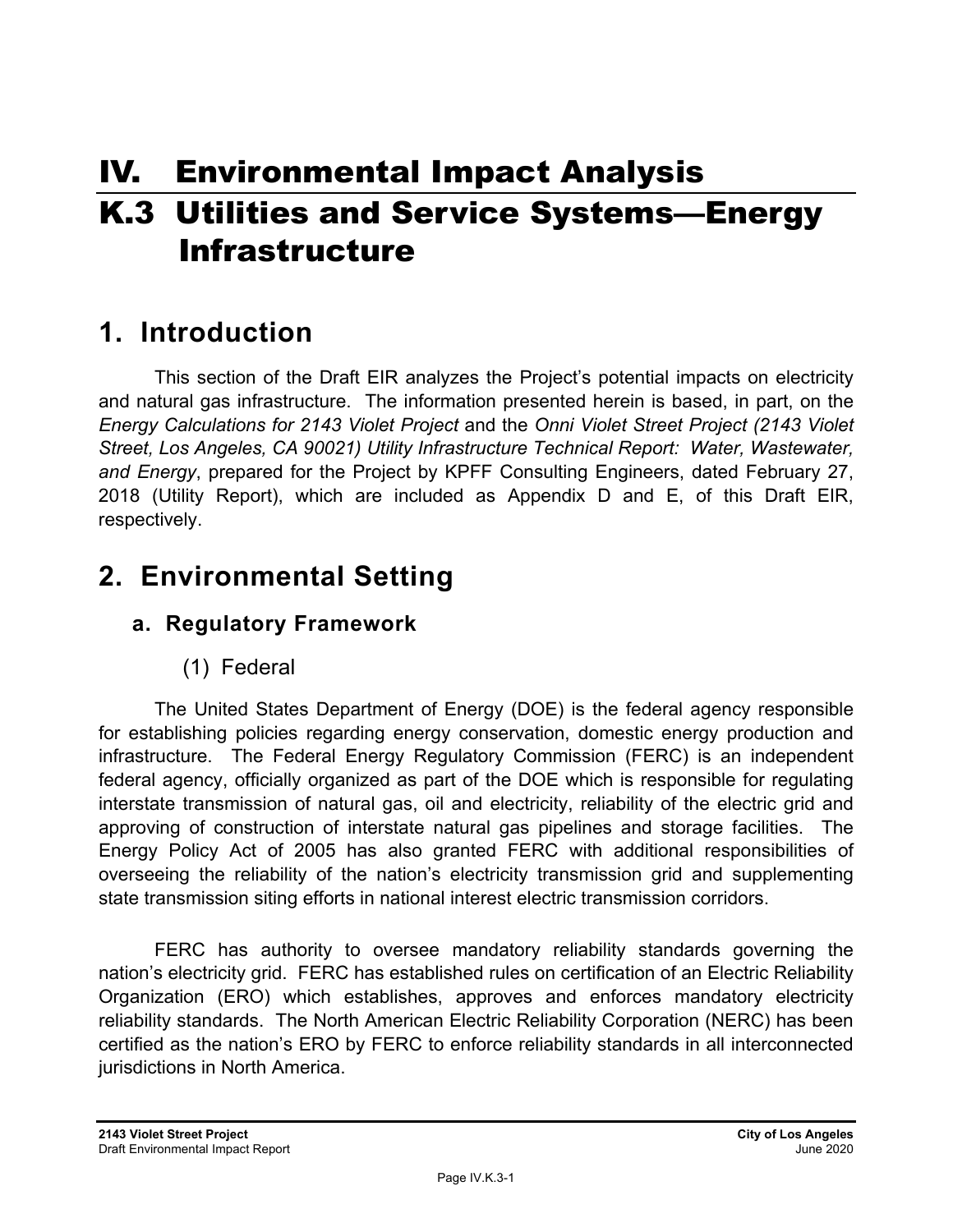# IV. Environmental Impact Analysis

# K.3 Utilities and Service Systems—Energy Infrastructure

## 1. Introduction

This section of the Draft EIR analyzes the Project's potential impacts on electricity and natural gas infrastructure. The information presented herein is based, in part, on the *Energy Calculations for 2143 Violet Project* and the *Onni Violet Street Project (2143 Violet Street, Los Angeles, CA 90021) Utility Infrastructure Technical Report: Water, Wastewater, and Energy*, prepared for the Project by KPFF Consulting Engineers, dated February 27, 2018 (Utility Report), which are included as Appendix D and E, of this Draft EIR, respectively.

## 2. Environmental Setting

### a. Regulatory Framework

#### (1) Federal

The United States Department of Energy (DOE) is the federal agency responsible for establishing policies regarding energy conservation, domestic energy production and infrastructure. The Federal Energy Regulatory Commission (FERC) is an independent federal agency, officially organized as part of the DOE which is responsible for regulating interstate transmission of natural gas, oil and electricity, reliability of the electric grid and approving of construction of interstate natural gas pipelines and storage facilities. The Energy Policy Act of 2005 has also granted FERC with additional responsibilities of overseeing the reliability of the nation's electricity transmission grid and supplementing state transmission siting efforts in national interest electric transmission corridors.

FERC has authority to oversee mandatory reliability standards governing the nation's electricity grid. FERC has established rules on certification of an Electric Reliability Organization (ERO) which establishes, approves and enforces mandatory electricity reliability standards. The North American Electric Reliability Corporation (NERC) has been certified as the nation's ERO by FERC to enforce reliability standards in all interconnected jurisdictions in North America.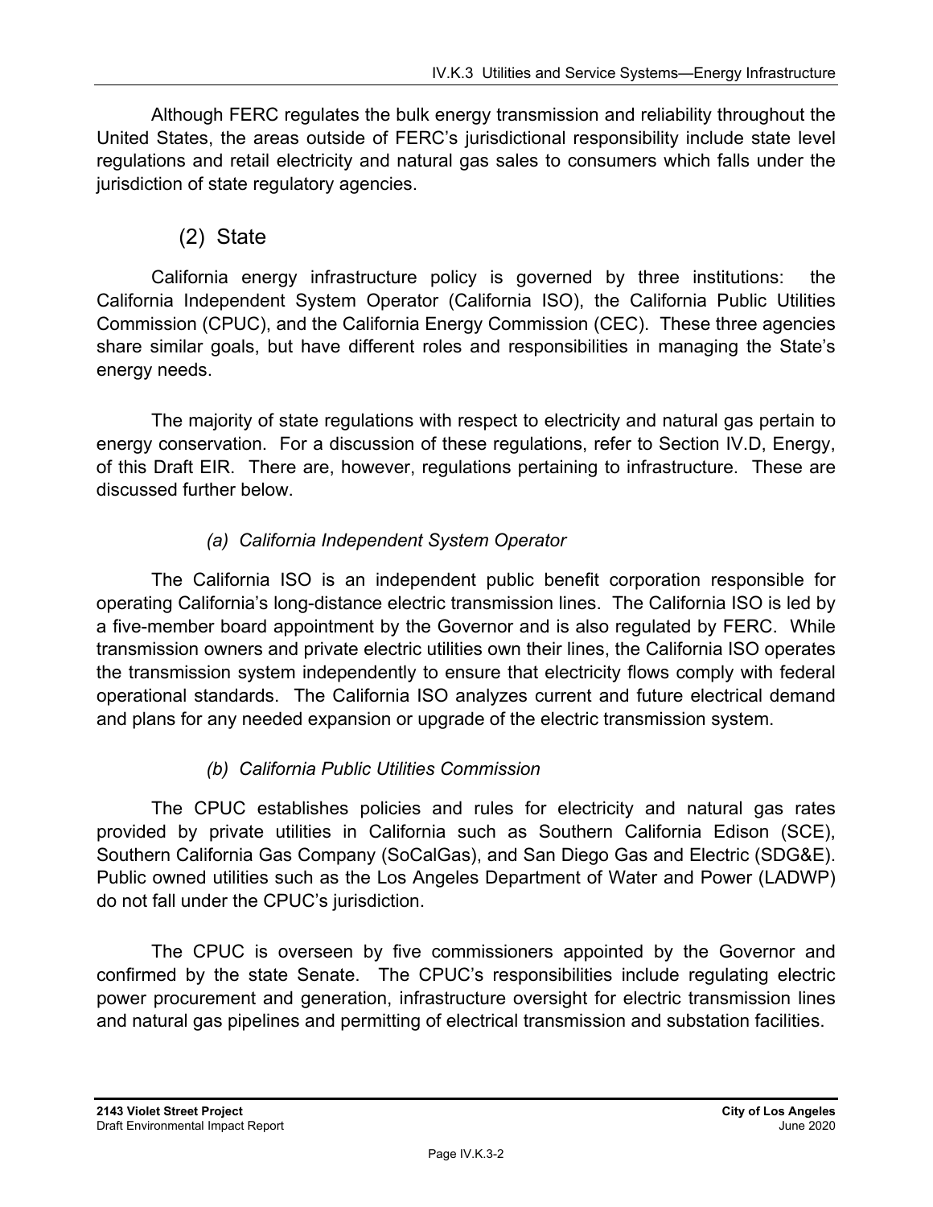Although FERC regulates the bulk energy transmission and reliability throughout the United States, the areas outside of FERC's jurisdictional responsibility include state level regulations and retail electricity and natural gas sales to consumers which falls under the jurisdiction of state regulatory agencies.

### (2) State

California energy infrastructure policy is governed by three institutions: the California Independent System Operator (California ISO), the California Public Utilities Commission (CPUC), and the California Energy Commission (CEC). These three agencies share similar goals, but have different roles and responsibilities in managing the State's energy needs.

The majority of state regulations with respect to electricity and natural gas pertain to energy conservation. For a discussion of these regulations, refer to Section IV.D, Energy, of this Draft EIR. There are, however, regulations pertaining to infrastructure. These are discussed further below.

#### *(a) California Independent System Operator*

The California ISO is an independent public benefit corporation responsible for operating California's long-distance electric transmission lines. The California ISO is led by a five-member board appointment by the Governor and is also regulated by FERC. While transmission owners and private electric utilities own their lines, the California ISO operates the transmission system independently to ensure that electricity flows comply with federal operational standards. The California ISO analyzes current and future electrical demand and plans for any needed expansion or upgrade of the electric transmission system.

#### *(b) California Public Utilities Commission*

The CPUC establishes policies and rules for electricity and natural gas rates provided by private utilities in California such as Southern California Edison (SCE), Southern California Gas Company (SoCalGas), and San Diego Gas and Electric (SDG&E). Public owned utilities such as the Los Angeles Department of Water and Power (LADWP) do not fall under the CPUC's jurisdiction.

The CPUC is overseen by five commissioners appointed by the Governor and confirmed by the state Senate. The CPUC's responsibilities include regulating electric power procurement and generation, infrastructure oversight for electric transmission lines and natural gas pipelines and permitting of electrical transmission and substation facilities.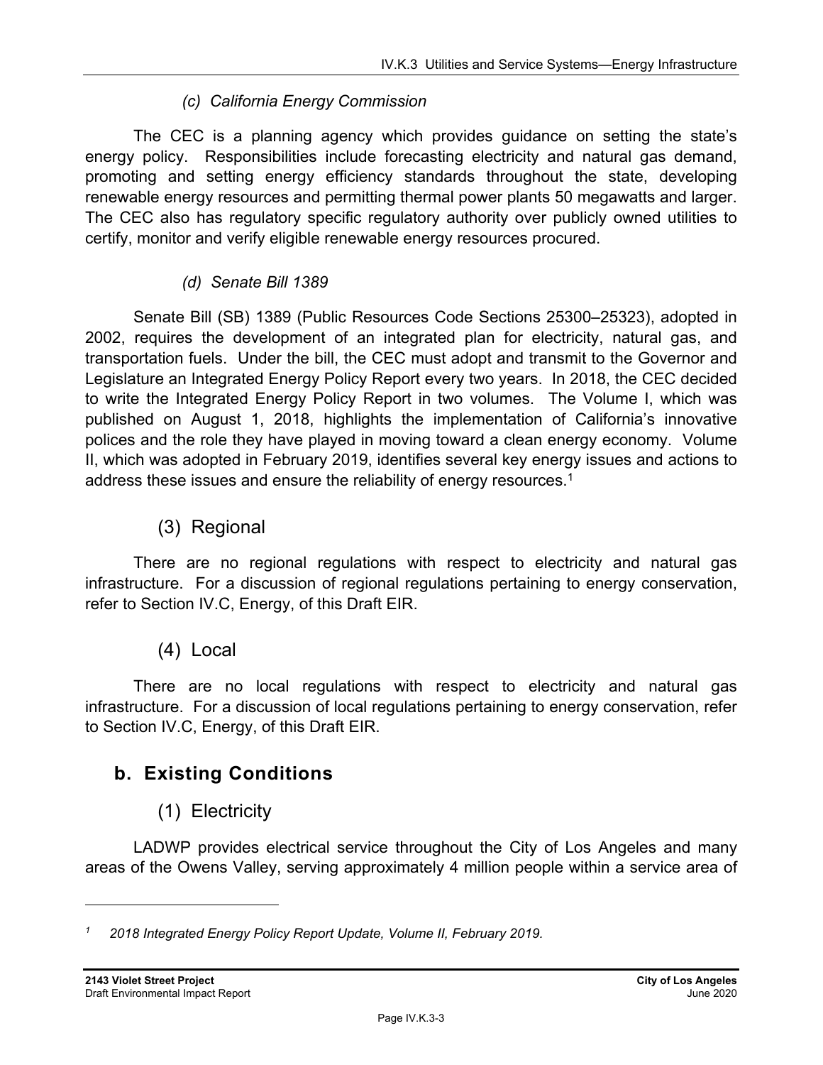*(c) California Energy Commission*

The CEC is a planning agency which provides guidance on setting the state's energy policy. Responsibilities include forecasting electricity and natural gas demand, promoting and setting energy efficiency standards throughout the state, developing renewable energy resources and permitting thermal power plants 50 megawatts and larger. The CEC also has regulatory specific regulatory authority over publicly owned utilities to certify, monitor and verify eligible renewable energy resources procured.

*(d) Senate Bill 1389*

Senate Bill (SB) 1389 (Public Resources Code Sections 25300–25323), adopted in 2002, requires the development of an integrated plan for electricity, natural gas, and transportation fuels. Under the bill, the CEC must adopt and transmit to the Governor and Legislature an Integrated Energy Policy Report every two years. In 2018, the CEC decided to write the Integrated Energy Policy Report in two volumes. The Volume I, which was published on August 1, 2018, highlights the implementation of California's innovative polices and the role they have played in moving toward a clean energy economy. Volume II, which was adopted in February 2019, identifies several key energy issues and actions to address these issues and ensure the reliability of energy resources.[1]

### (3) Regional

There are no regional regulations with respect to electricity and natural gas infrastructure. For a discussion of regional regulations pertaining to energy conservation, refer to Section IV.C, Energy, of this Draft EIR.

### (4) Local

There are no local regulations with respect to electricity and natural gas infrastructure. For a discussion of local regulations pertaining to energy conservation, refer to Section IV.C, Energy, of this Draft EIR.

## b. Existing Conditions

### (1) Electricity

LADWP provides electrical service throughout the City of Los Angeles and many areas of the Owens Valley, serving approximately 4 million people within a service area of

---

[1] *2018 Integrated Energy Policy Report Update, Volume II, February 2019.*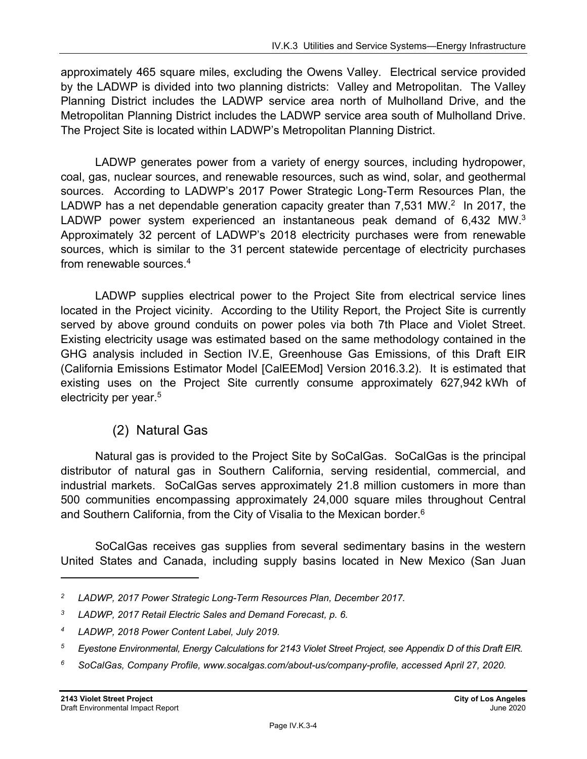approximately 465 square miles, excluding the Owens Valley. Electrical service provided by the LADWP is divided into two planning districts: Valley and Metropolitan. The Valley Planning District includes the LADWP service area north of Mulholland Drive, and the Metropolitan Planning District includes the LADWP service area south of Mulholland Drive. The Project Site is located within LADWP's Metropolitan Planning District.

LADWP generates power from a variety of energy sources, including hydropower, coal, gas, nuclear sources, and renewable resources, such as wind, solar, and geothermal sources. According to LADWP's 2017 Power Strategic Long-Term Resources Plan, the LADWP has a net dependable generation capacity greater than 7,531 MW.[2] In 2017, the LADWP power system experienced an instantaneous peak demand of 6,432 MW.[3] Approximately 32 percent of LADWP's 2018 electricity purchases were from renewable sources, which is similar to the 31 percent statewide percentage of electricity purchases from renewable sources.[4]

LADWP supplies electrical power to the Project Site from electrical service lines located in the Project vicinity. According to the Utility Report, the Project Site is currently served by above ground conduits on power poles via both 7th Place and Violet Street. Existing electricity usage was estimated based on the same methodology contained in the GHG analysis included in Section IV.E, Greenhouse Gas Emissions, of this Draft EIR (California Emissions Estimator Model [CalEEMod] Version 2016.3.2). It is estimated that existing uses on the Project Site currently consume approximately 627,942 kWh of electricity per year.[5]

### (2) Natural Gas

Natural gas is provided to the Project Site by SoCalGas. SoCalGas is the principal distributor of natural gas in Southern California, serving residential, commercial, and industrial markets. SoCalGas serves approximately 21.8 million customers in more than 500 communities encompassing approximately 24,000 square miles throughout Central and Southern California, from the City of Visalia to the Mexican border.[6]

SoCalGas receives gas supplies from several sedimentary basins in the western United States and Canada, including supply basins located in New Mexico (San Juan

---

[2] *LADWP, 2017 Power Strategic Long-Term Resources Plan, December 2017.*

[3] *LADWP, 2017 Retail Electric Sales and Demand Forecast, p. 6.*

[4] *LADWP, 2018 Power Content Label, July 2019.*

[5] *Eyestone Environmental, Energy Calculations for 2143 Violet Street Project, see Appendix D of this Draft EIR.*

[6] *SoCalGas, Company Profile, www.socalgas.com/about-us/company-profile, accessed April 27, 2020.*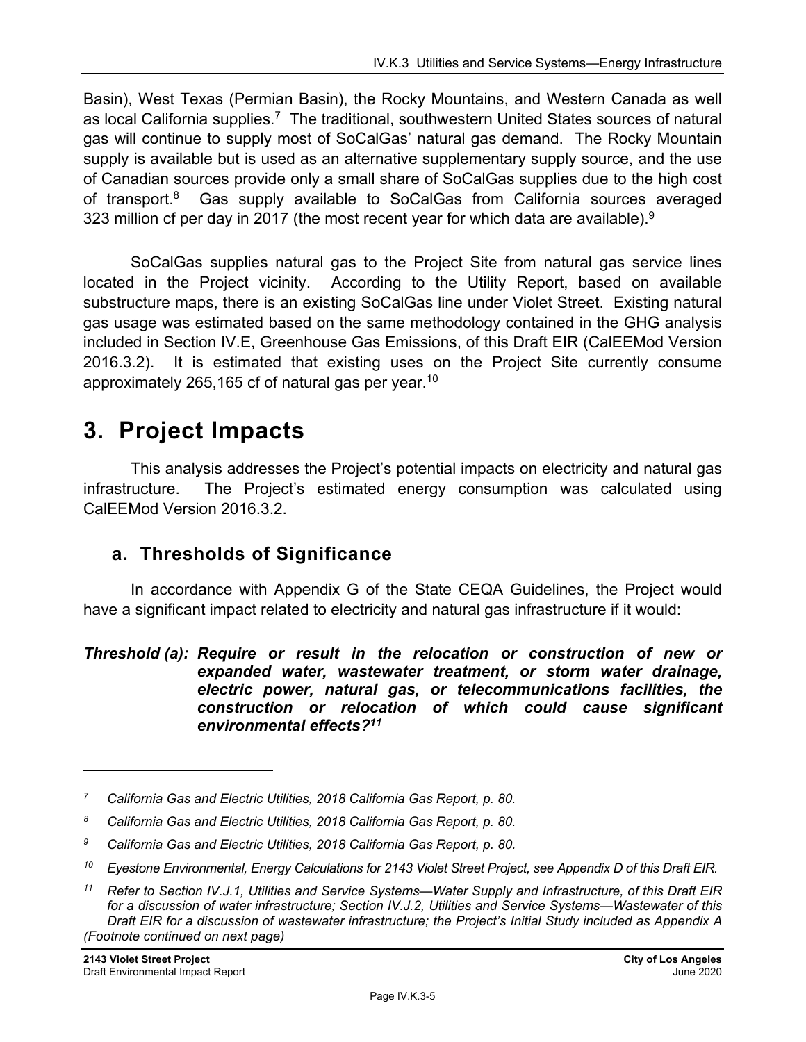Basin), West Texas (Permian Basin), the Rocky Mountains, and Western Canada as well as local California supplies.[7] The traditional, southwestern United States sources of natural gas will continue to supply most of SoCalGas' natural gas demand. The Rocky Mountain supply is available but is used as an alternative supplementary supply source, and the use of Canadian sources provide only a small share of SoCalGas supplies due to the high cost of transport.[8] Gas supply available to SoCalGas from California sources averaged 323 million cf per day in 2017 (the most recent year for which data are available).[9]

SoCalGas supplies natural gas to the Project Site from natural gas service lines located in the Project vicinity. According to the Utility Report, based on available substructure maps, there is an existing SoCalGas line under Violet Street. Existing natural gas usage was estimated based on the same methodology contained in the GHG analysis included in Section IV.E, Greenhouse Gas Emissions, of this Draft EIR (CalEEMod Version 2016.3.2). It is estimated that existing uses on the Project Site currently consume approximately 265,165 cf of natural gas per year.[10]

# 3. Project Impacts

This analysis addresses the Project's potential impacts on electricity and natural gas infrastructure. The Project's estimated energy consumption was calculated using CalEEMod Version 2016.3.2.

## a. Thresholds of Significance

In accordance with Appendix G of the State CEQA Guidelines, the Project would have a significant impact related to electricity and natural gas infrastructure if it would:

***Threshold (a): Require or result in the relocation or construction of new or expanded water, wastewater treatment, or storm water drainage, electric power, natural gas, or telecommunications facilities, the construction or relocation of which could cause significant environmental effects?[11]***

---

[7] *California Gas and Electric Utilities, 2018 California Gas Report, p. 80.*

[8] *California Gas and Electric Utilities, 2018 California Gas Report, p. 80.*

[9] *California Gas and Electric Utilities, 2018 California Gas Report, p. 80.*

[10] *Eyestone Environmental, Energy Calculations for 2143 Violet Street Project, see Appendix D of this Draft EIR.*

[11] *Refer to Section IV.J.1, Utilities and Service Systems—Water Supply and Infrastructure, of this Draft EIR for a discussion of water infrastructure; Section IV.J.2, Utilities and Service Systems—Wastewater of this Draft EIR for a discussion of wastewater infrastructure; the Project's Initial Study included as Appendix A*
*(Footnote continued on next page)*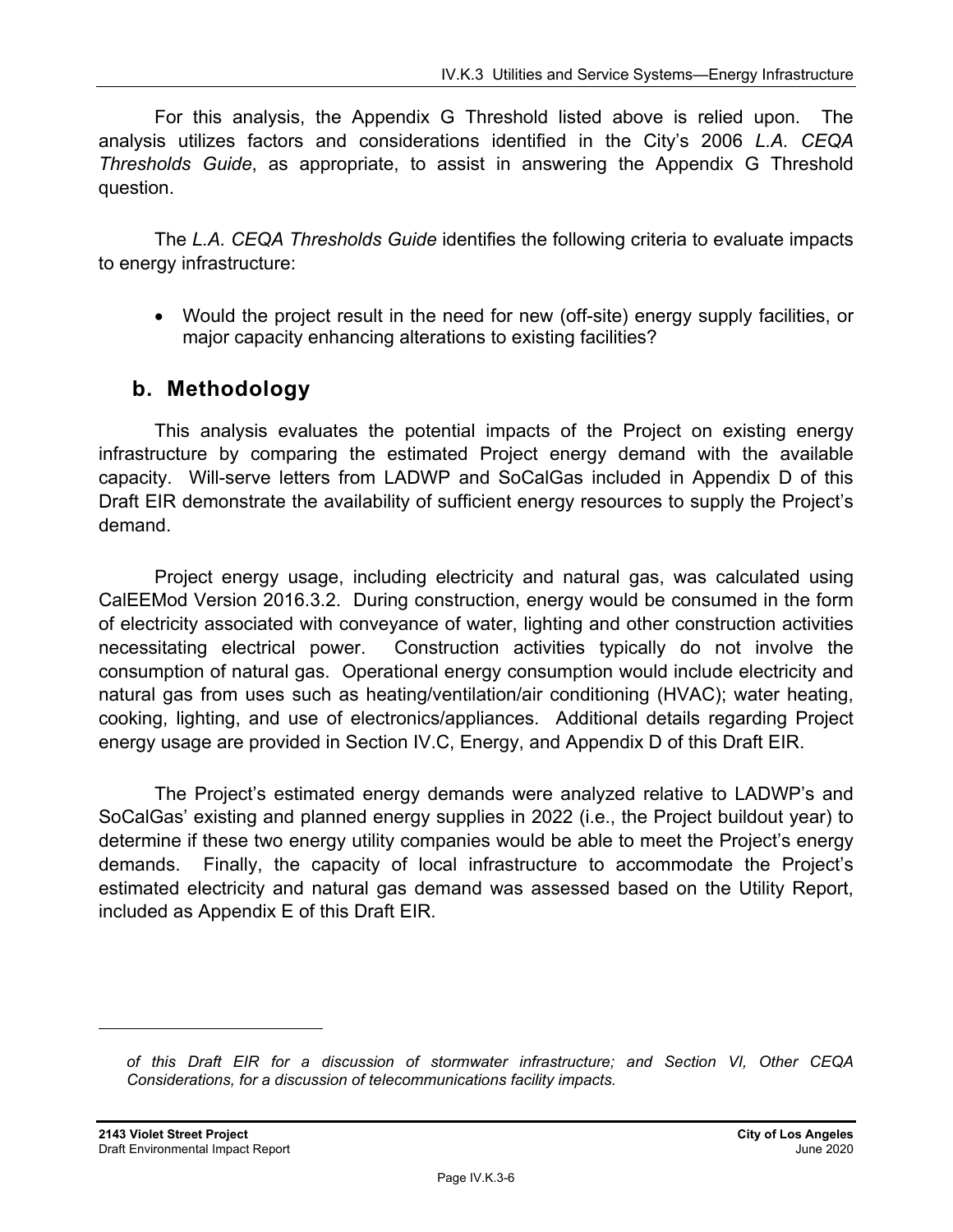For this analysis, the Appendix G Threshold listed above is relied upon. The analysis utilizes factors and considerations identified in the City's 2006 *L.A. CEQA Thresholds Guide*, as appropriate, to assist in answering the Appendix G Threshold question.

The *L.A. CEQA Thresholds Guide* identifies the following criteria to evaluate impacts to energy infrastructure:

- Would the project result in the need for new (off-site) energy supply facilities, or major capacity enhancing alterations to existing facilities?

## b. Methodology

This analysis evaluates the potential impacts of the Project on existing energy infrastructure by comparing the estimated Project energy demand with the available capacity. Will-serve letters from LADWP and SoCalGas included in Appendix D of this Draft EIR demonstrate the availability of sufficient energy resources to supply the Project's demand.

Project energy usage, including electricity and natural gas, was calculated using CalEEMod Version 2016.3.2. During construction, energy would be consumed in the form of electricity associated with conveyance of water, lighting and other construction activities necessitating electrical power. Construction activities typically do not involve the consumption of natural gas. Operational energy consumption would include electricity and natural gas from uses such as heating/ventilation/air conditioning (HVAC); water heating, cooking, lighting, and use of electronics/appliances. Additional details regarding Project energy usage are provided in Section IV.C, Energy, and Appendix D of this Draft EIR.

The Project's estimated energy demands were analyzed relative to LADWP's and SoCalGas' existing and planned energy supplies in 2022 (i.e., the Project buildout year) to determine if these two energy utility companies would be able to meet the Project's energy demands. Finally, the capacity of local infrastructure to accommodate the Project's estimated electricity and natural gas demand was assessed based on the Utility Report, included as Appendix E of this Draft EIR.

---

*of this Draft EIR for a discussion of stormwater infrastructure; and Section VI, Other CEQA Considerations, for a discussion of telecommunications facility impacts.*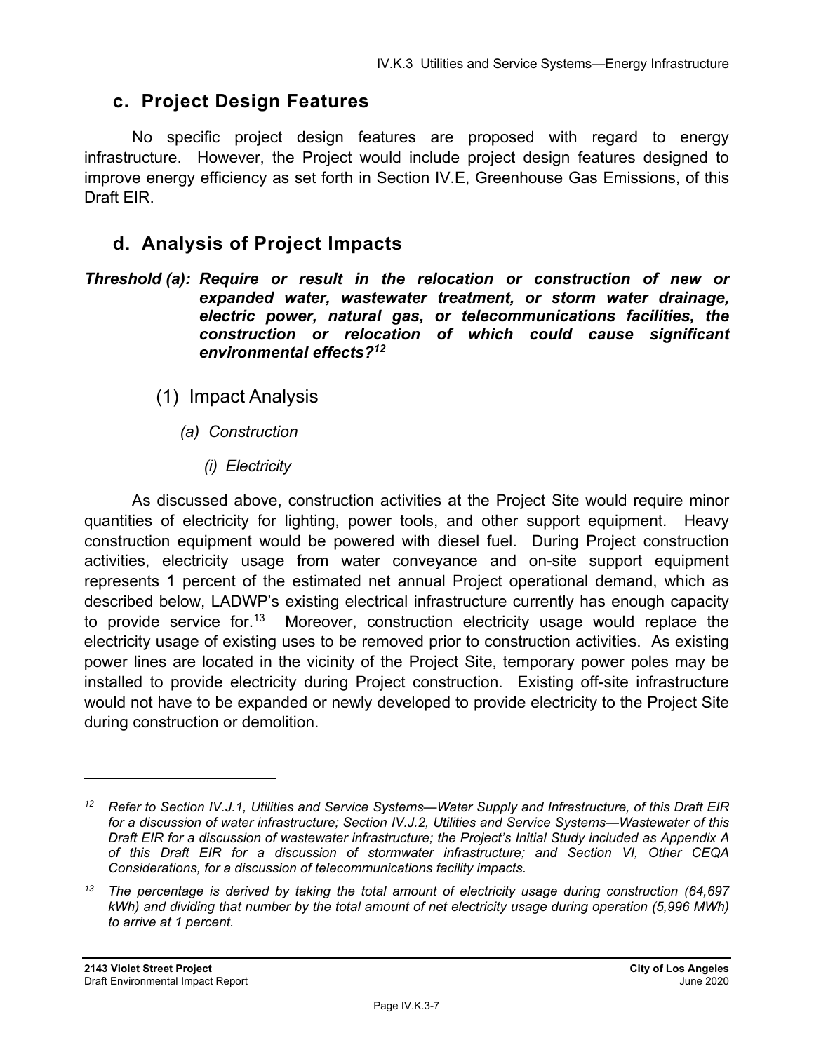## c. Project Design Features

No specific project design features are proposed with regard to energy infrastructure. However, the Project would include project design features designed to improve energy efficiency as set forth in Section IV.E, Greenhouse Gas Emissions, of this Draft EIR.

## d. Analysis of Project Impacts

***Threshold (a): Require or result in the relocation or construction of new or expanded water, wastewater treatment, or storm water drainage, electric power, natural gas, or telecommunications facilities, the construction or relocation of which could cause significant environmental effects?***[12]

### (1) Impact Analysis

#### *(a) Construction*

##### *(i) Electricity*

As discussed above, construction activities at the Project Site would require minor quantities of electricity for lighting, power tools, and other support equipment. Heavy construction equipment would be powered with diesel fuel. During Project construction activities, electricity usage from water conveyance and on-site support equipment represents 1 percent of the estimated net annual Project operational demand, which as described below, LADWP's existing electrical infrastructure currently has enough capacity to provide service for.[13] Moreover, construction electricity usage would replace the electricity usage of existing uses to be removed prior to construction activities. As existing power lines are located in the vicinity of the Project Site, temporary power poles may be installed to provide electricity during Project construction. Existing off-site infrastructure would not have to be expanded or newly developed to provide electricity to the Project Site during construction or demolition.

---

*[12] Refer to Section IV.J.1, Utilities and Service Systems—Water Supply and Infrastructure, of this Draft EIR for a discussion of water infrastructure; Section IV.J.2, Utilities and Service Systems—Wastewater of this Draft EIR for a discussion of wastewater infrastructure; the Project's Initial Study included as Appendix A of this Draft EIR for a discussion of stormwater infrastructure; and Section VI, Other CEQA Considerations, for a discussion of telecommunications facility impacts.*

*[13] The percentage is derived by taking the total amount of electricity usage during construction (64,697 kWh) and dividing that number by the total amount of net electricity usage during operation (5,996 MWh) to arrive at 1 percent.*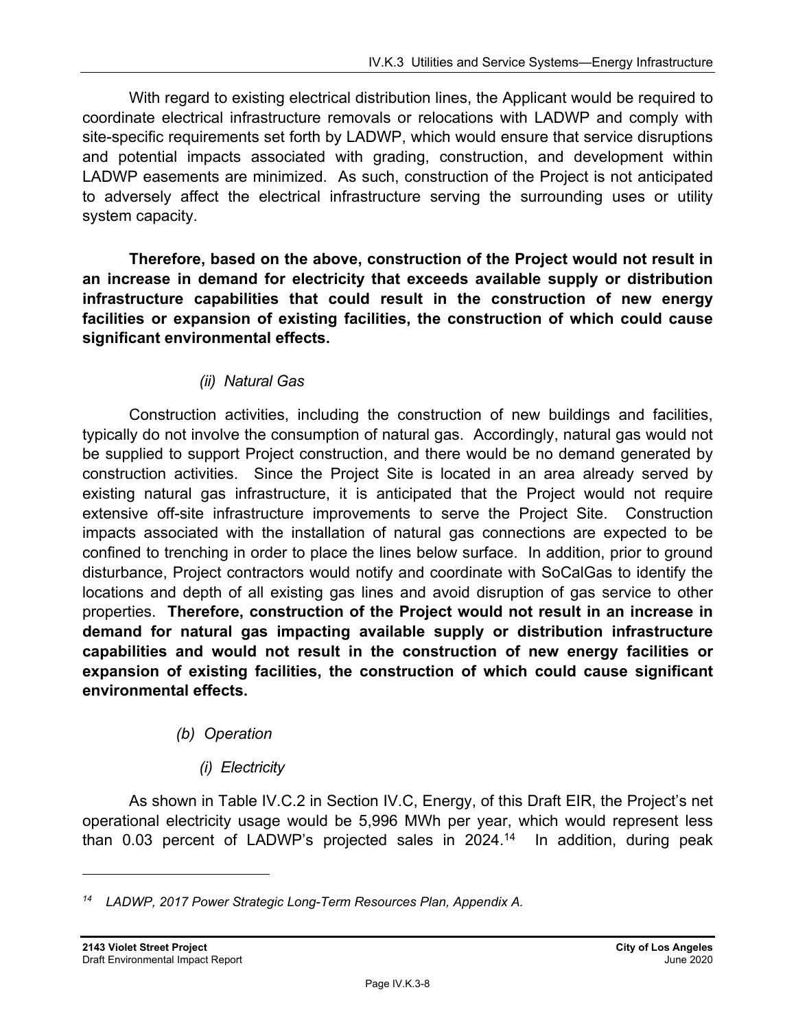With regard to existing electrical distribution lines, the Applicant would be required to coordinate electrical infrastructure removals or relocations with LADWP and comply with site-specific requirements set forth by LADWP, which would ensure that service disruptions and potential impacts associated with grading, construction, and development within LADWP easements are minimized. As such, construction of the Project is not anticipated to adversely affect the electrical infrastructure serving the surrounding uses or utility system capacity.

**Therefore, based on the above, construction of the Project would not result in an increase in demand for electricity that exceeds available supply or distribution infrastructure capabilities that could result in the construction of new energy facilities or expansion of existing facilities, the construction of which could cause significant environmental effects.**

*(ii) Natural Gas*

Construction activities, including the construction of new buildings and facilities, typically do not involve the consumption of natural gas. Accordingly, natural gas would not be supplied to support Project construction, and there would be no demand generated by construction activities. Since the Project Site is located in an area already served by existing natural gas infrastructure, it is anticipated that the Project would not require extensive off-site infrastructure improvements to serve the Project Site. Construction impacts associated with the installation of natural gas connections are expected to be confined to trenching in order to place the lines below surface. In addition, prior to ground disturbance, Project contractors would notify and coordinate with SoCalGas to identify the locations and depth of all existing gas lines and avoid disruption of gas service to other properties. **Therefore, construction of the Project would not result in an increase in demand for natural gas impacting available supply or distribution infrastructure capabilities and would not result in the construction of new energy facilities or expansion of existing facilities, the construction of which could cause significant environmental effects.**

*(b) Operation*

*(i) Electricity*

As shown in Table IV.C.2 in Section IV.C, Energy, of this Draft EIR, the Project's net operational electricity usage would be 5,996 MWh per year, which would represent less than 0.03 percent of LADWP's projected sales in 2024.[14] In addition, during peak

---

[14] *LADWP, 2017 Power Strategic Long-Term Resources Plan, Appendix A.*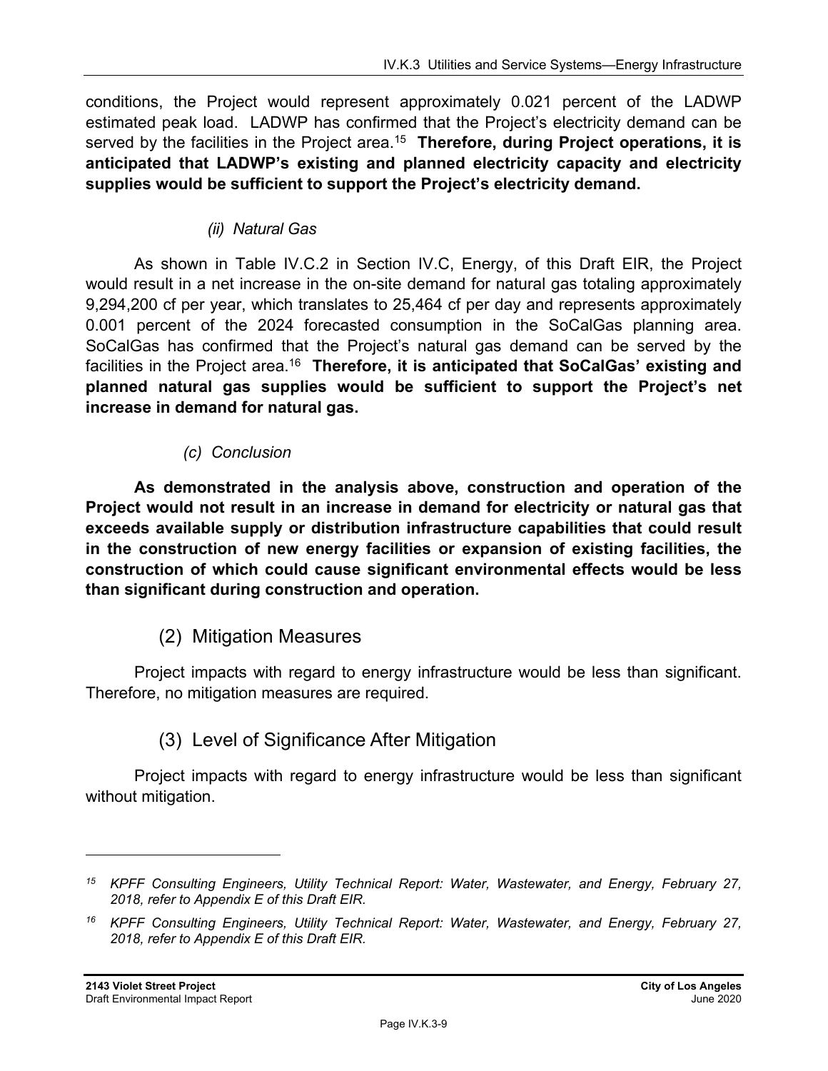conditions, the Project would represent approximately 0.021 percent of the LADWP estimated peak load. LADWP has confirmed that the Project's electricity demand can be served by the facilities in the Project area.[15] **Therefore, during Project operations, it is anticipated that LADWP's existing and planned electricity capacity and electricity supplies would be sufficient to support the Project's electricity demand.**

*(ii) Natural Gas*

As shown in Table IV.C.2 in Section IV.C, Energy, of this Draft EIR, the Project would result in a net increase in the on-site demand for natural gas totaling approximately 9,294,200 cf per year, which translates to 25,464 cf per day and represents approximately 0.001 percent of the 2024 forecasted consumption in the SoCalGas planning area. SoCalGas has confirmed that the Project's natural gas demand can be served by the facilities in the Project area.[16] **Therefore, it is anticipated that SoCalGas' existing and planned natural gas supplies would be sufficient to support the Project's net increase in demand for natural gas.**

*(c) Conclusion*

**As demonstrated in the analysis above, construction and operation of the Project would not result in an increase in demand for electricity or natural gas that exceeds available supply or distribution infrastructure capabilities that could result in the construction of new energy facilities or expansion of existing facilities, the construction of which could cause significant environmental effects would be less than significant during construction and operation.**

## (2) Mitigation Measures

Project impacts with regard to energy infrastructure would be less than significant. Therefore, no mitigation measures are required.

## (3) Level of Significance After Mitigation

Project impacts with regard to energy infrastructure would be less than significant without mitigation.

---

*[15] KPFF Consulting Engineers, Utility Technical Report: Water, Wastewater, and Energy, February 27, 2018, refer to Appendix E of this Draft EIR.*

*[16] KPFF Consulting Engineers, Utility Technical Report: Water, Wastewater, and Energy, February 27, 2018, refer to Appendix E of this Draft EIR.*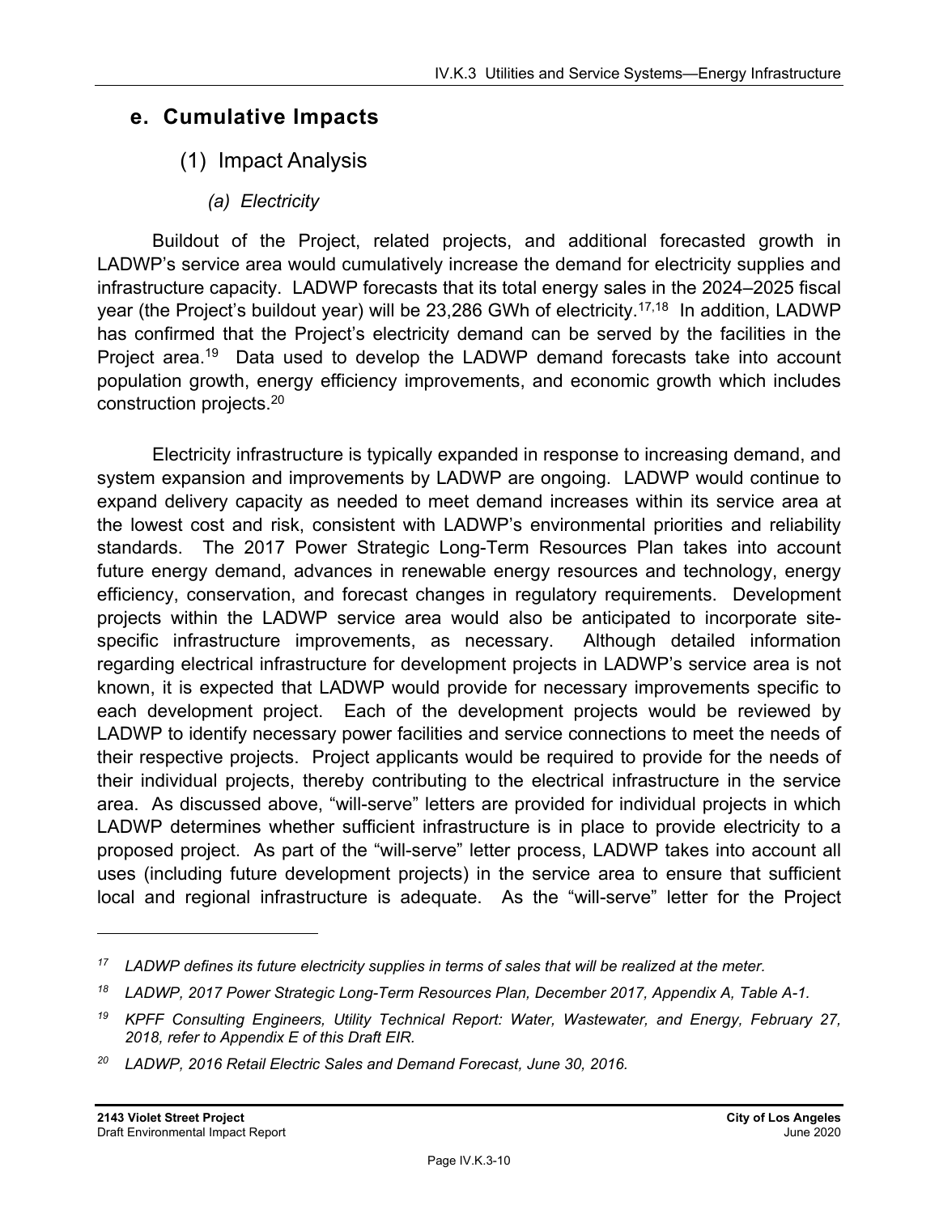## e. Cumulative Impacts

### (1) Impact Analysis

#### *(a) Electricity*

Buildout of the Project, related projects, and additional forecasted growth in LADWP's service area would cumulatively increase the demand for electricity supplies and infrastructure capacity. LADWP forecasts that its total energy sales in the 2024–2025 fiscal year (the Project's buildout year) will be 23,286 GWh of electricity.[17,18] In addition, LADWP has confirmed that the Project's electricity demand can be served by the facilities in the Project area.[19] Data used to develop the LADWP demand forecasts take into account population growth, energy efficiency improvements, and economic growth which includes construction projects.[20]

Electricity infrastructure is typically expanded in response to increasing demand, and system expansion and improvements by LADWP are ongoing. LADWP would continue to expand delivery capacity as needed to meet demand increases within its service area at the lowest cost and risk, consistent with LADWP's environmental priorities and reliability standards. The 2017 Power Strategic Long-Term Resources Plan takes into account future energy demand, advances in renewable energy resources and technology, energy efficiency, conservation, and forecast changes in regulatory requirements. Development projects within the LADWP service area would also be anticipated to incorporate site-specific infrastructure improvements, as necessary. Although detailed information regarding electrical infrastructure for development projects in LADWP's service area is not known, it is expected that LADWP would provide for necessary improvements specific to each development project. Each of the development projects would be reviewed by LADWP to identify necessary power facilities and service connections to meet the needs of their respective projects. Project applicants would be required to provide for the needs of their individual projects, thereby contributing to the electrical infrastructure in the service area. As discussed above, "will-serve" letters are provided for individual projects in which LADWP determines whether sufficient infrastructure is in place to provide electricity to a proposed project. As part of the "will-serve" letter process, LADWP takes into account all uses (including future development projects) in the service area to ensure that sufficient local and regional infrastructure is adequate. As the "will-serve" letter for the Project

---

*17 LADWP defines its future electricity supplies in terms of sales that will be realized at the meter.*

*18 LADWP, 2017 Power Strategic Long-Term Resources Plan, December 2017, Appendix A, Table A-1.*

*19 KPFF Consulting Engineers, Utility Technical Report: Water, Wastewater, and Energy, February 27, 2018, refer to Appendix E of this Draft EIR.*

*20 LADWP, 2016 Retail Electric Sales and Demand Forecast, June 30, 2016.*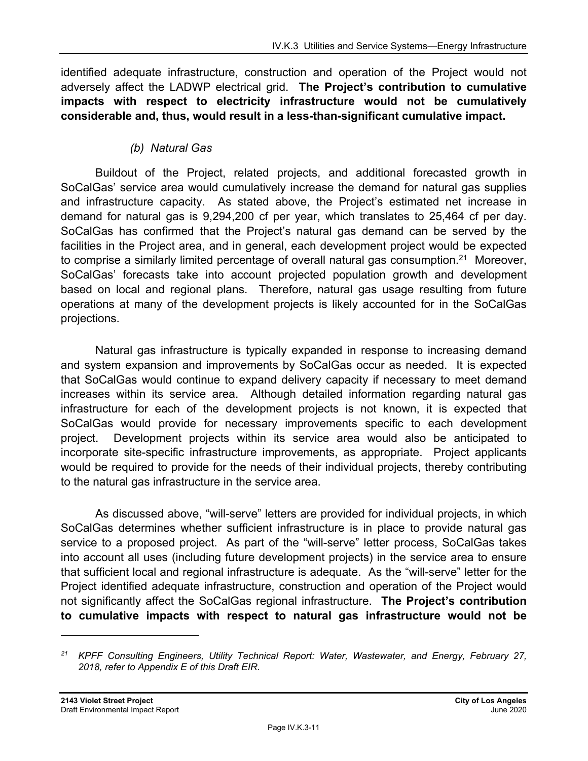identified adequate infrastructure, construction and operation of the Project would not adversely affect the LADWP electrical grid. **The Project's contribution to cumulative impacts with respect to electricity infrastructure would not be cumulatively considerable and, thus, would result in a less-than-significant cumulative impact.**

*(b) Natural Gas*

Buildout of the Project, related projects, and additional forecasted growth in SoCalGas' service area would cumulatively increase the demand for natural gas supplies and infrastructure capacity. As stated above, the Project's estimated net increase in demand for natural gas is 9,294,200 cf per year, which translates to 25,464 cf per day. SoCalGas has confirmed that the Project's natural gas demand can be served by the facilities in the Project area, and in general, each development project would be expected to comprise a similarly limited percentage of overall natural gas consumption.[21] Moreover, SoCalGas' forecasts take into account projected population growth and development based on local and regional plans. Therefore, natural gas usage resulting from future operations at many of the development projects is likely accounted for in the SoCalGas projections.

Natural gas infrastructure is typically expanded in response to increasing demand and system expansion and improvements by SoCalGas occur as needed. It is expected that SoCalGas would continue to expand delivery capacity if necessary to meet demand increases within its service area. Although detailed information regarding natural gas infrastructure for each of the development projects is not known, it is expected that SoCalGas would provide for necessary improvements specific to each development project. Development projects within its service area would also be anticipated to incorporate site-specific infrastructure improvements, as appropriate. Project applicants would be required to provide for the needs of their individual projects, thereby contributing to the natural gas infrastructure in the service area.

As discussed above, "will-serve" letters are provided for individual projects, in which SoCalGas determines whether sufficient infrastructure is in place to provide natural gas service to a proposed project. As part of the "will-serve" letter process, SoCalGas takes into account all uses (including future development projects) in the service area to ensure that sufficient local and regional infrastructure is adequate. As the "will-serve" letter for the Project identified adequate infrastructure, construction and operation of the Project would not significantly affect the SoCalGas regional infrastructure. **The Project's contribution to cumulative impacts with respect to natural gas infrastructure would not be**

---

[21] *KPFF Consulting Engineers, Utility Technical Report: Water, Wastewater, and Energy, February 27, 2018, refer to Appendix E of this Draft EIR.*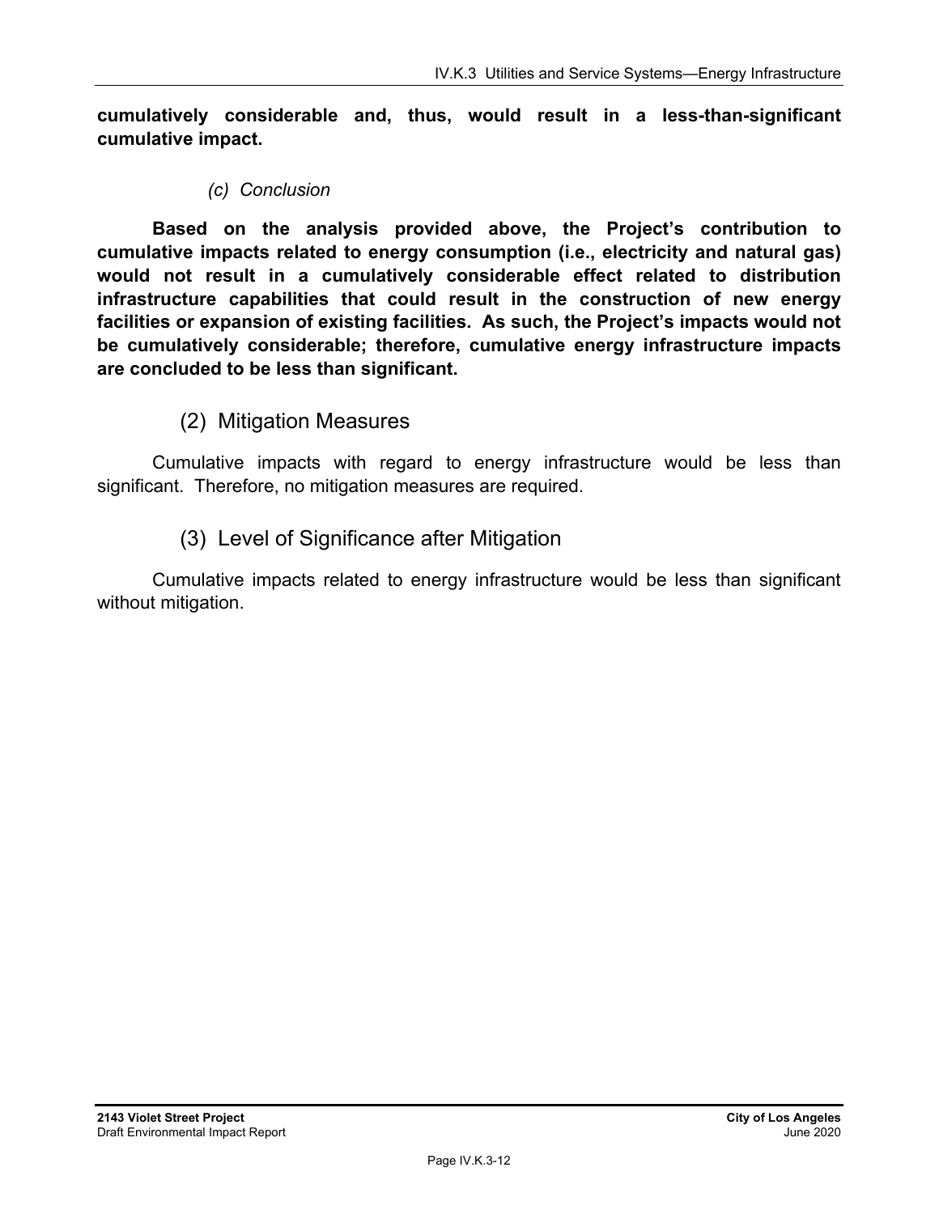**cumulatively considerable and, thus, would result in a less-than-significant cumulative impact.**

*(c) Conclusion*

**Based on the analysis provided above, the Project's contribution to cumulative impacts related to energy consumption (i.e., electricity and natural gas) would not result in a cumulatively considerable effect related to distribution infrastructure capabilities that could result in the construction of new energy facilities or expansion of existing facilities. As such, the Project's impacts would not be cumulatively considerable; therefore, cumulative energy infrastructure impacts are concluded to be less than significant.**

### (2) Mitigation Measures

Cumulative impacts with regard to energy infrastructure would be less than significant. Therefore, no mitigation measures are required.

### (3) Level of Significance after Mitigation

Cumulative impacts related to energy infrastructure would be less than significant without mitigation.